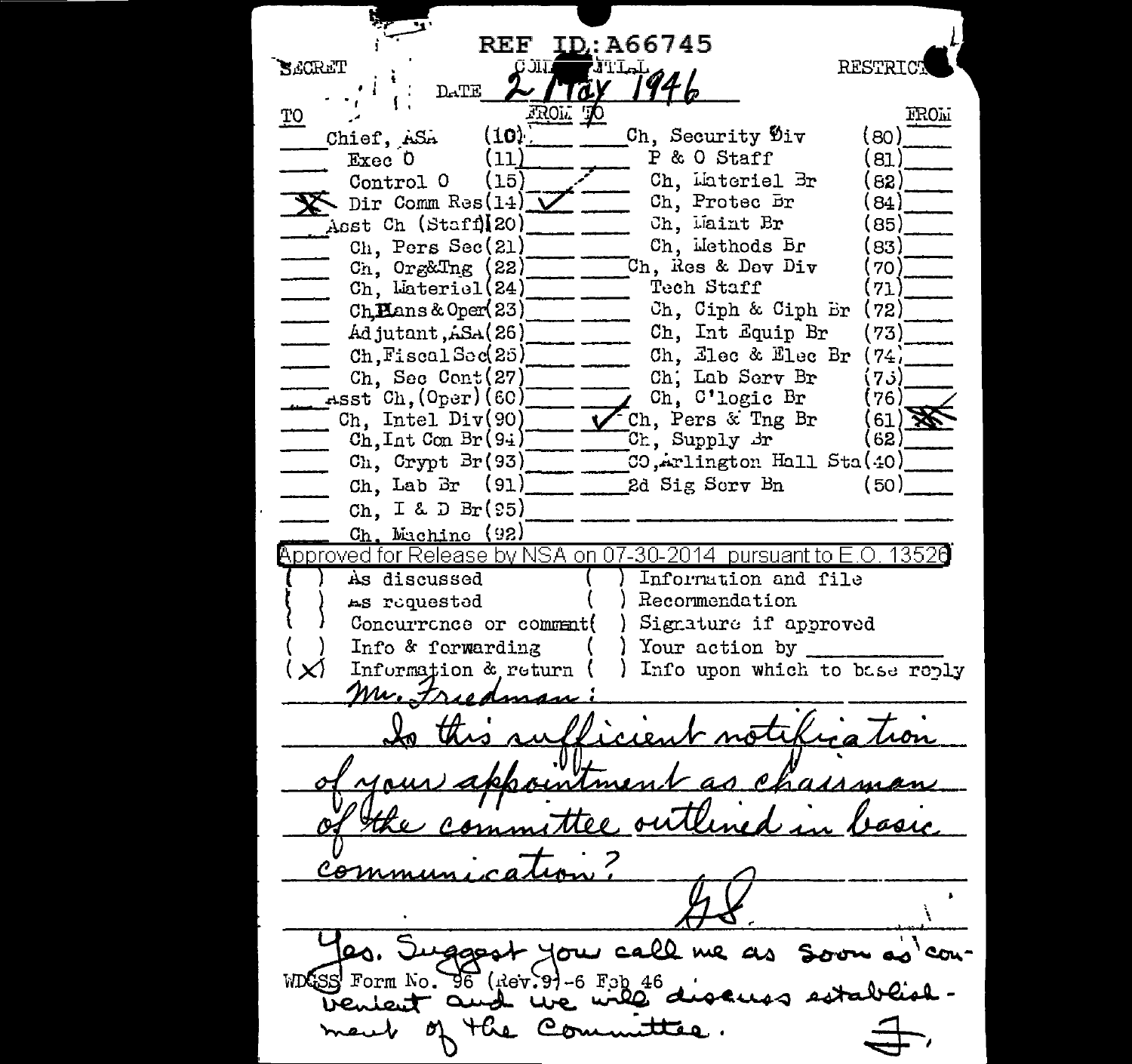REF ID:A66745

SECRET CONFIDENTIAL RESTRICTED

DATE 2 May 1946

| TO | | FROM TO | | | FROM |
|---|---|---|---|---|---|
| | Chief, ASA (10) | | | Ch, Security Div (80) | |
| | Exec O (11) | | | P & O Staff (81) | |
| | Control O (15) | | | Ch, Materiel Br (82) | |
| X | Dir Comm Res (14) | ✓ | | Ch, Protec Br (84) | |
| | Asst Ch (Staff)(20) | | | Ch, Maint Br (85) | |
| | Ch, Pers Sec (21) | | | Ch, Methods Br (83) | |
| | Ch, Org&Tng (22) | | | Ch, Res & Dev Div (70) | |
| | Ch, Materiel (24) | | | Tech Staff (71) | |
| | Ch, Plans & Oper (23) | | | Ch, Ciph & Ciph Br (72) | |
| | Adjutant, ASA (26) | | | Ch, Int Equip Br (73) | |
| | Ch, Fiscal Sec (25) | | | Ch, Elec & Elec Br (74) | |
| | Ch, Sec Cont (27) | | | Ch, Lab Serv Br (75) | |
| | Asst Ch, (Oper) (60) | | | Ch, C'logic Br (76) | |
| | Ch, Intel Div (90) | | ✓ | Ch, Pers & Tng Br (61) | X |
| | Ch, Int Con Br (94) | | | Ch, Supply Br (62) | |
| | Ch, Crypt Br (93) | | | CO, Arlington Hall Sta (40) | |
| | Ch, Lab Br (91) | | | 2d Sig Serv Bn (50) | |
| | Ch, I & D Br (95) | | | | |
| | Ch, Machine (92) | | | | |

Approved for Release by NSA on 07-30-2014 pursuant to E.O. 13526

- ( ) As discussed
- ( ) As requested
- ( ) Concurrence or comment
- ( ) Info & forwarding
- (X) Information & return
- ( ) Information and file
- ( ) Recommendation
- ( ) Signature if approved
- ( ) Your action by ___________
- ( ) Info upon which to base reply

Mr. Friedman:

Is this sufficient notification of your appointment as chairman of the committee outlined in basic communication?

G.S.

Yes. Suggest you call me as soon as convenient and we will discuss establishment of the Committee.

F.

WDGSS Form No. 96 (Rev. 9)-6 Feb 46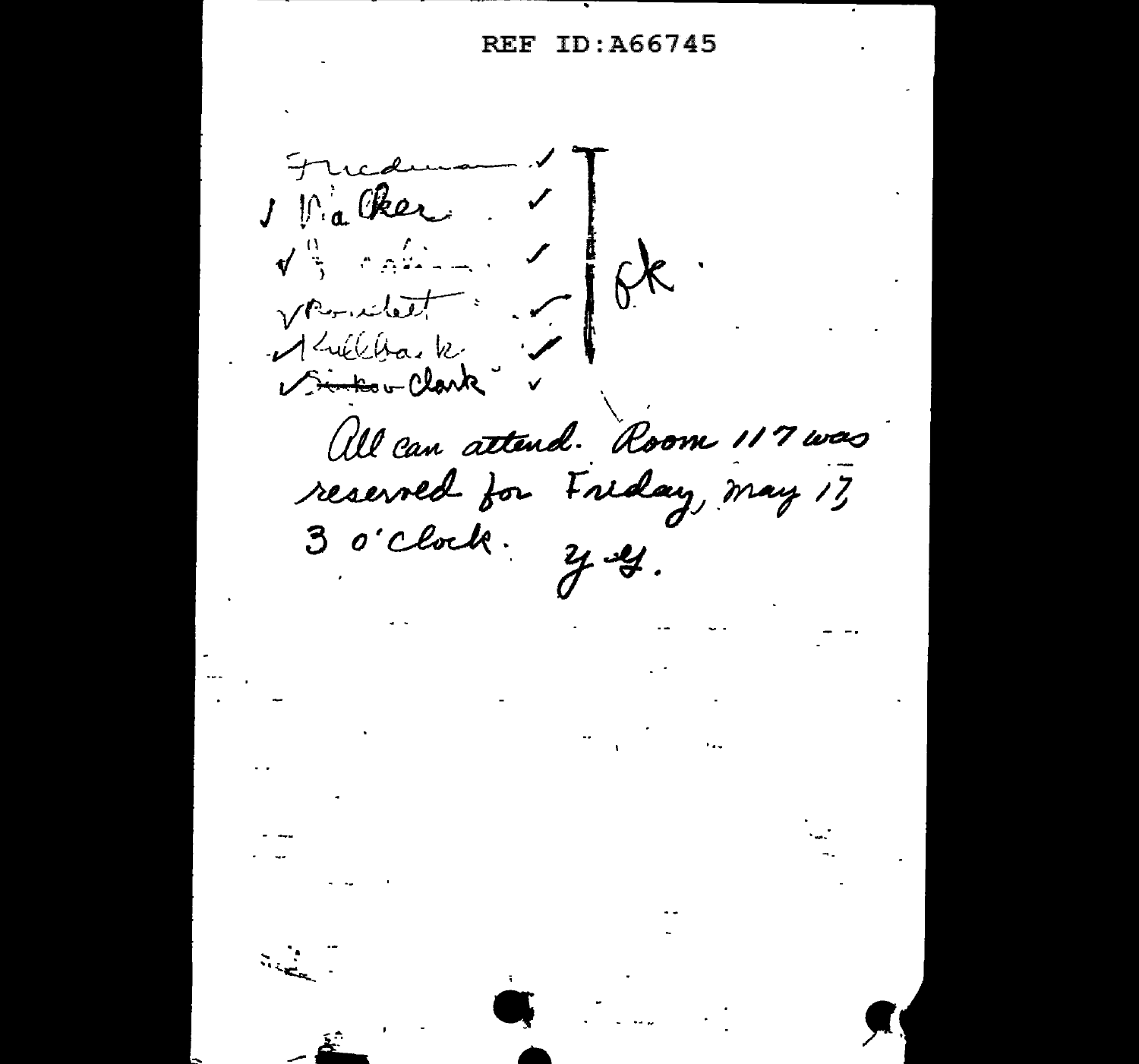Friedman ✓
✓ Walker ✓
✓ [illegible] ✓
✓ Rowlett ✓
✓ Kullback ✓
✓ ~~Sinkov~~ Clark ✓

ok

All can attend. Room 117 was reserved for Friday, May 17, 3 o'clock. Y. G.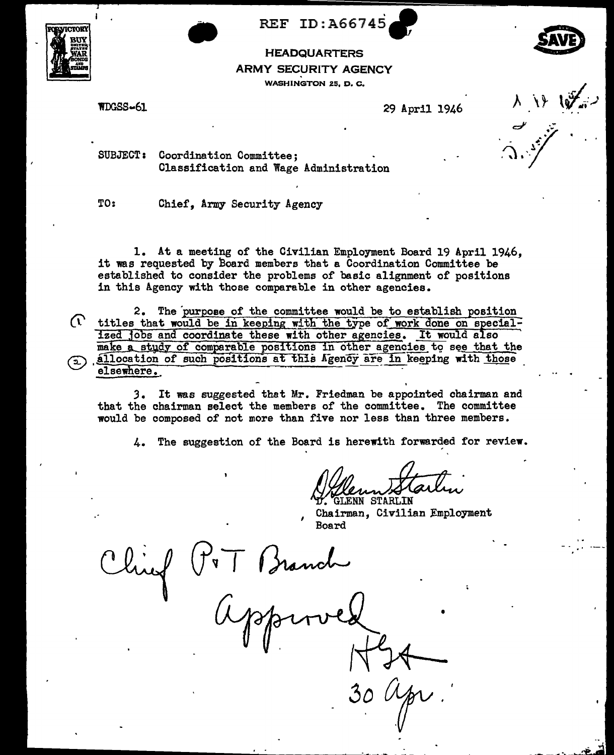REF ID:A66745

**HEADQUARTERS**
**ARMY SECURITY AGENCY**
WASHINGTON 25, D. C.

WDGSS-61

29 April 1946

SUBJECT: Coordination Committee;
Classification and Wage Administration

TO: Chief, Army Security Agency

1. At a meeting of the Civilian Employment Board 19 April 1946, it was requested by Board members that a Coordination Committee be established to consider the problems of basic alignment of positions in this Agency with those comparable in other agencies.

2. The purpose of the committee would be to establish position titles that would be in keeping with the type of work done on specialized jobs and coordinate these with other agencies. It would also make a study of comparable positions in other agencies to see that the allocation of such positions at this Agency are in keeping with those elsewhere.

3. It was suggested that Mr. Friedman be appointed chairman and that the chairman select the members of the committee. The committee would be composed of not more than five nor less than three members.

4. The suggestion of the Board is herewith forwarded for review.

D. GLENN STARLIN
Chairman, Civilian Employment Board

Chief P&T Branch
Approved
HGH
30 Apr.